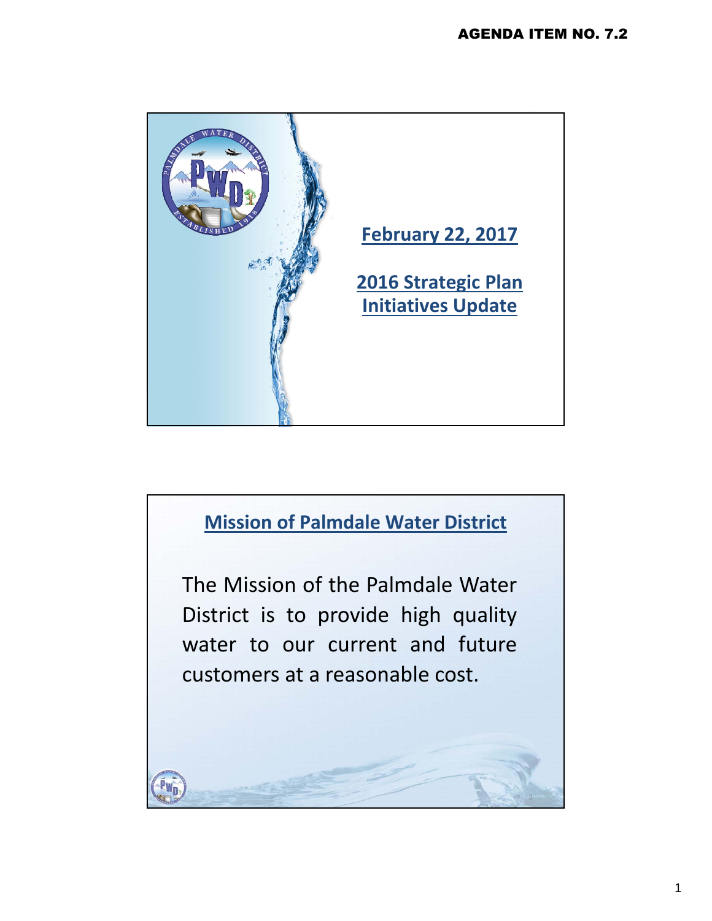AGENDA ITEM NO. 7.2

**February 22, 2017**

**2016 Strategic Plan Initiatives Update**

## Mission of Palmdale Water District

The Mission of the Palmdale Water District is to provide high quality water to our current and future customers at a reasonable cost.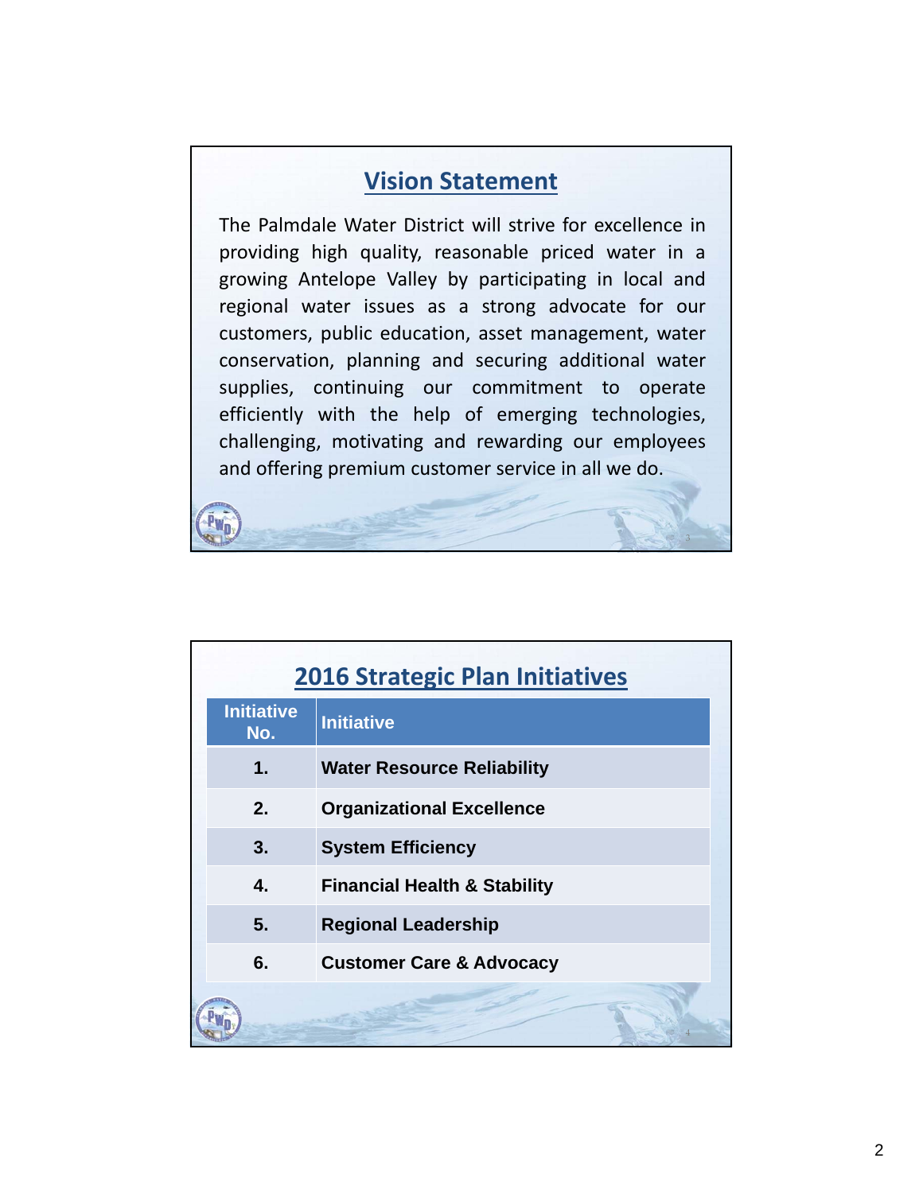## Vision Statement

The Palmdale Water District will strive for excellence in providing high quality, reasonable priced water in a growing Antelope Valley by participating in local and regional water issues as a strong advocate for our customers, public education, asset management, water conservation, planning and securing additional water supplies, continuing our commitment to operate efficiently with the help of emerging technologies, challenging, motivating and rewarding our employees and offering premium customer service in all we do.

## 2016 Strategic Plan Initiatives

| Initiative No. | Initiative |
|---|---|
| 1. | Water Resource Reliability |
| 2. | Organizational Excellence |
| 3. | System Efficiency |
| 4. | Financial Health & Stability |
| 5. | Regional Leadership |
| 6. | Customer Care & Advocacy |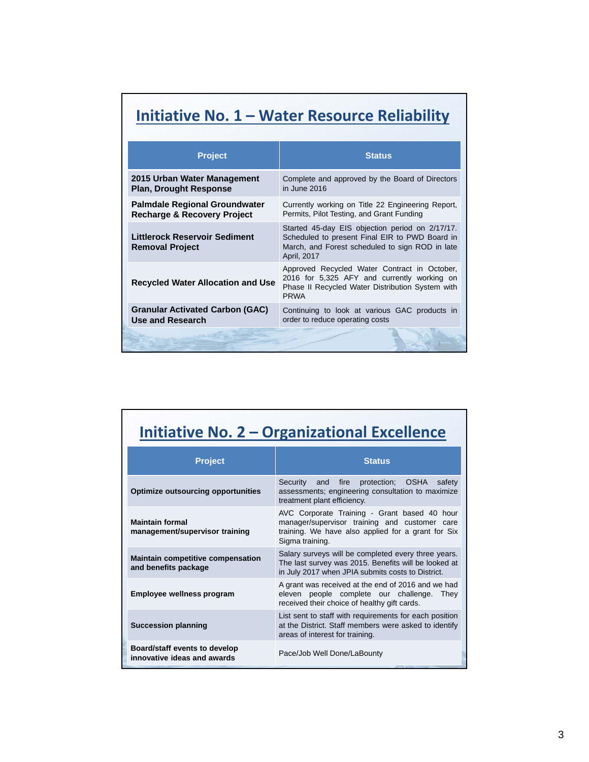## Initiative No. 1 – Water Resource Reliability

| Project | Status |
|---|---|
| **2015 Urban Water Management Plan, Drought Response** | Complete and approved by the Board of Directors in June 2016 |
| **Palmdale Regional Groundwater Recharge & Recovery Project** | Currently working on Title 22 Engineering Report, Permits, Pilot Testing, and Grant Funding |
| **Littlerock Reservoir Sediment Removal Project** | Started 45-day EIS objection period on 2/17/17. Scheduled to present Final EIR to PWD Board in March, and Forest scheduled to sign ROD in late April, 2017 |
| **Recycled Water Allocation and Use** | Approved Recycled Water Contract in October, 2016 for 5,325 AFY and currently working on Phase II Recycled Water Distribution System with PRWA |
| **Granular Activated Carbon (GAC) Use and Research** | Continuing to look at various GAC products in order to reduce operating costs |

## Initiative No. 2 – Organizational Excellence

| Project | Status |
|---|---|
| **Optimize outsourcing opportunities** | Security and fire protection; OSHA safety assessments; engineering consultation to maximize treatment plant efficiency. |
| **Maintain formal management/supervisor training** | AVC Corporate Training - Grant based 40 hour manager/supervisor training and customer care training. We have also applied for a grant for Six Sigma training. |
| **Maintain competitive compensation and benefits package** | Salary surveys will be completed every three years. The last survey was 2015. Benefits will be looked at in July 2017 when JPIA submits costs to District. |
| **Employee wellness program** | A grant was received at the end of 2016 and we had eleven people complete our challenge. They received their choice of healthy gift cards. |
| **Succession planning** | List sent to staff with requirements for each position at the District. Staff members were asked to identify areas of interest for training. |
| **Board/staff events to develop innovative ideas and awards** | Pace/Job Well Done/LaBounty |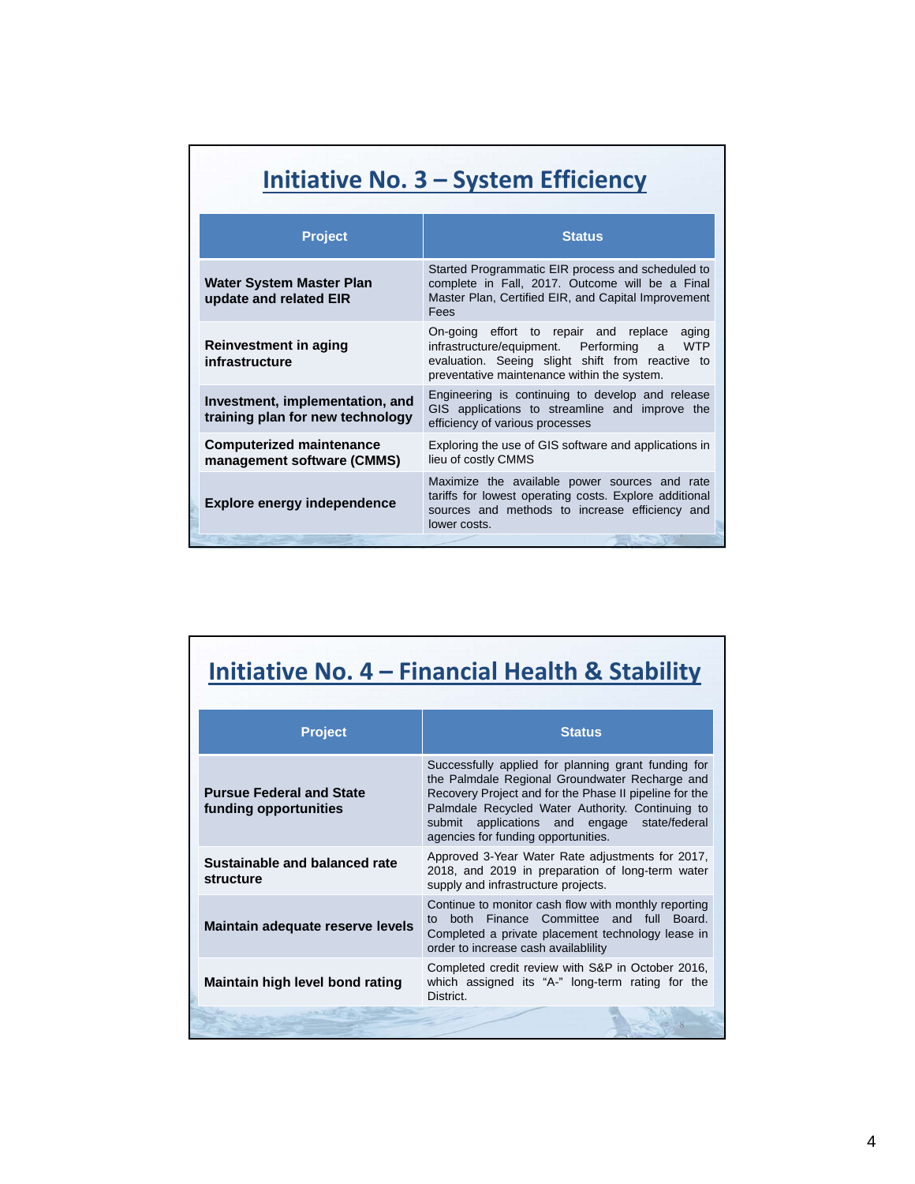## Initiative No. 3 – System Efficiency

| Project | Status |
|---|---|
| **Water System Master Plan update and related EIR** | Started Programmatic EIR process and scheduled to complete in Fall, 2017. Outcome will be a Final Master Plan, Certified EIR, and Capital Improvement Fees |
| **Reinvestment in aging infrastructure** | On-going effort to repair and replace aging infrastructure/equipment. Performing a WTP evaluation. Seeing slight shift from reactive to preventative maintenance within the system. |
| **Investment, implementation, and training plan for new technology** | Engineering is continuing to develop and release GIS applications to streamline and improve the efficiency of various processes |
| **Computerized maintenance management software (CMMS)** | Exploring the use of GIS software and applications in lieu of costly CMMS |
| **Explore energy independence** | Maximize the available power sources and rate tariffs for lowest operating costs. Explore additional sources and methods to increase efficiency and lower costs. |

## Initiative No. 4 – Financial Health & Stability

| Project | Status |
|---|---|
| **Pursue Federal and State funding opportunities** | Successfully applied for planning grant funding for the Palmdale Regional Groundwater Recharge and Recovery Project and for the Phase II pipeline for the Palmdale Recycled Water Authority. Continuing to submit applications and engage state/federal agencies for funding opportunities. |
| **Sustainable and balanced rate structure** | Approved 3-Year Water Rate adjustments for 2017, 2018, and 2019 in preparation of long-term water supply and infrastructure projects. |
| **Maintain adequate reserve levels** | Continue to monitor cash flow with monthly reporting to both Finance Committee and full Board. Completed a private placement technology lease in order to increase cash availablility |
| **Maintain high level bond rating** | Completed credit review with S&P in October 2016, which assigned its "A-" long-term rating for the District. |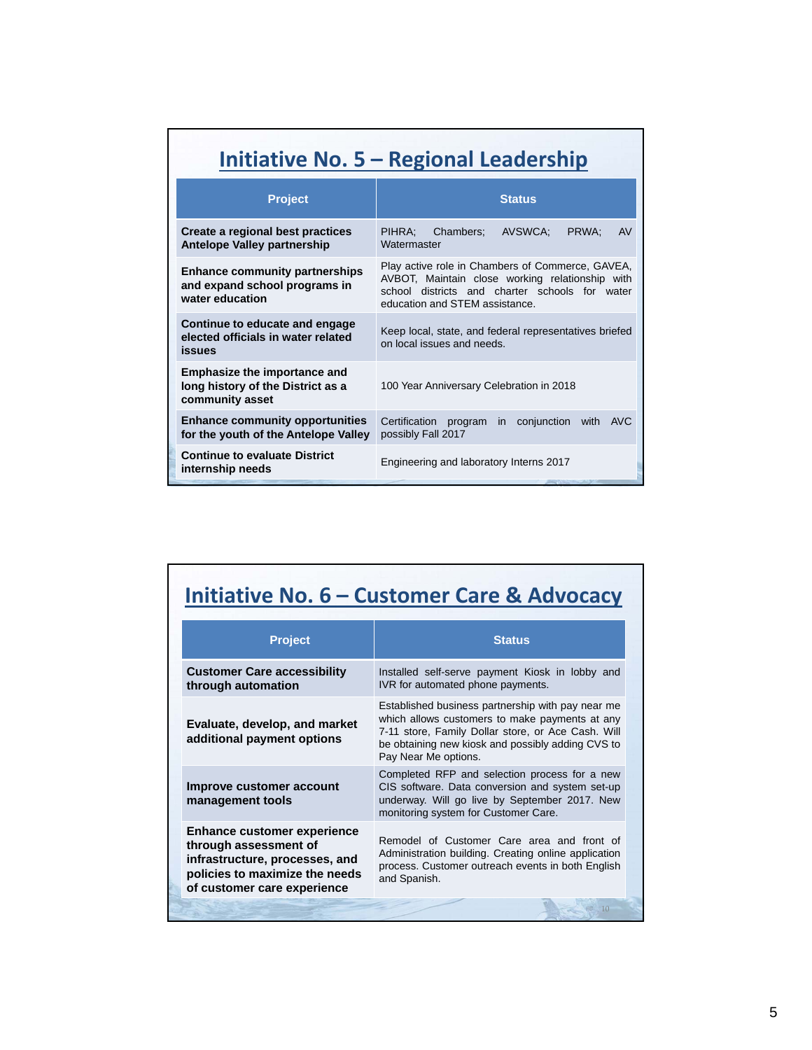## Initiative No. 5 – Regional Leadership

| Project | Status |
| --- | --- |
| **Create a regional best practices Antelope Valley partnership** | PIHRA; Chambers; AVSWCA; PRWA; AV Watermaster |
| **Enhance community partnerships and expand school programs in water education** | Play active role in Chambers of Commerce, GAVEA, AVBOT, Maintain close working relationship with school districts and charter schools for water education and STEM assistance. |
| **Continue to educate and engage elected officials in water related issues** | Keep local, state, and federal representatives briefed on local issues and needs. |
| **Emphasize the importance and long history of the District as a community asset** | 100 Year Anniversary Celebration in 2018 |
| **Enhance community opportunities for the youth of the Antelope Valley** | Certification program in conjunction with AVC possibly Fall 2017 |
| **Continue to evaluate District internship needs** | Engineering and laboratory Interns 2017 |

## Initiative No. 6 – Customer Care & Advocacy

| Project | Status |
| --- | --- |
| **Customer Care accessibility through automation** | Installed self-serve payment Kiosk in lobby and IVR for automated phone payments. |
| **Evaluate, develop, and market additional payment options** | Established business partnership with pay near me which allows customers to make payments at any 7-11 store, Family Dollar store, or Ace Cash. Will be obtaining new kiosk and possibly adding CVS to Pay Near Me options. |
| **Improve customer account management tools** | Completed RFP and selection process for a new CIS software. Data conversion and system set-up underway. Will go live by September 2017. New monitoring system for Customer Care. |
| **Enhance customer experience through assessment of infrastructure, processes, and policies to maximize the needs of customer care experience** | Remodel of Customer Care area and front of Administration building. Creating online application process. Customer outreach events in both English and Spanish. |